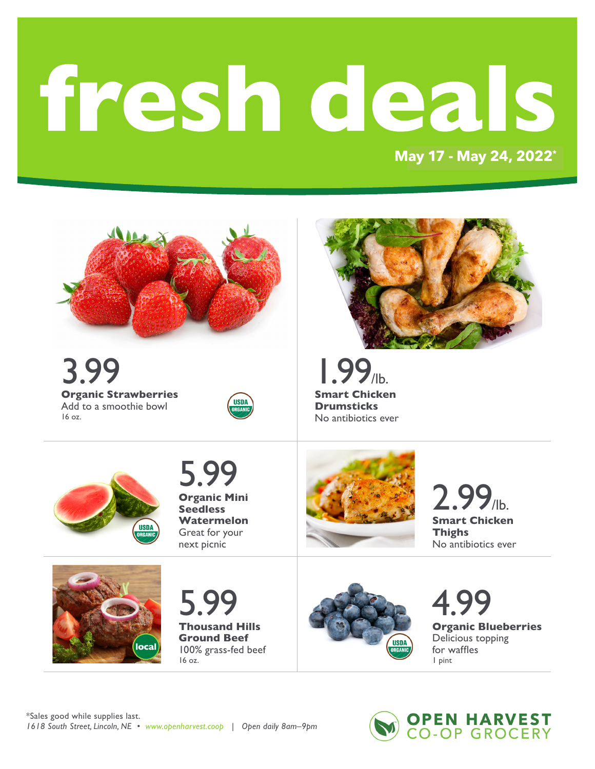# fresh deals

**May 17 - May 24, 2022***

3.99
**Organic Strawberries**
Add to a smoothie bowl
16 oz.

USDA ORGANIC

1.99/lb.
**Smart Chicken Drumsticks**
No antibiotics ever

USDA ORGANIC

5.99
**Organic Mini Seedless Watermelon**
Great for your next picnic

2.99/lb.
**Smart Chicken Thighs**
No antibiotics ever

local

5.99
**Thousand Hills Ground Beef**
100% grass-fed beef
16 oz.

USDA ORGANIC

4.99
**Organic Blueberries**
Delicious topping for waffles
1 pint

*Sales good while supplies last.
*1618 South Street, Lincoln, NE • www.openharvest.coop | Open daily 8am–9pm*

**OPEN HARVEST CO-OP GROCERY**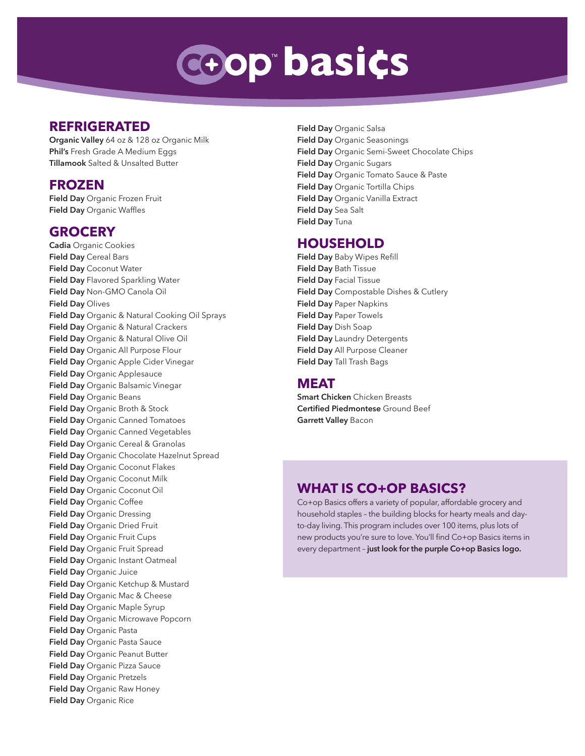# co+op basics

## REFRIGERATED

**Organic Valley** 64 oz & 128 oz Organic Milk
**Phil's** Fresh Grade A Medium Eggs
**Tillamook** Salted & Unsalted Butter

## FROZEN

**Field Day** Organic Frozen Fruit
**Field Day** Organic Waffles

## GROCERY

**Cadia** Organic Cookies
**Field Day** Cereal Bars
**Field Day** Coconut Water
**Field Day** Flavored Sparkling Water
**Field Day** Non-GMO Canola Oil
**Field Day** Olives
**Field Day** Organic & Natural Cooking Oil Sprays
**Field Day** Organic & Natural Crackers
**Field Day** Organic & Natural Olive Oil
**Field Day** Organic All Purpose Flour
**Field Day** Organic Apple Cider Vinegar
**Field Day** Organic Applesauce
**Field Day** Organic Balsamic Vinegar
**Field Day** Organic Beans
**Field Day** Organic Broth & Stock
**Field Day** Organic Canned Tomatoes
**Field Day** Organic Canned Vegetables
**Field Day** Organic Cereal & Granolas
**Field Day** Organic Chocolate Hazelnut Spread
**Field Day** Organic Coconut Flakes
**Field Day** Organic Coconut Milk
**Field Day** Organic Coconut Oil
**Field Day** Organic Coffee
**Field Day** Organic Dressing
**Field Day** Organic Dried Fruit
**Field Day** Organic Fruit Cups
**Field Day** Organic Fruit Spread
**Field Day** Organic Instant Oatmeal
**Field Day** Organic Juice
**Field Day** Organic Ketchup & Mustard
**Field Day** Organic Mac & Cheese
**Field Day** Organic Maple Syrup
**Field Day** Organic Microwave Popcorn
**Field Day** Organic Pasta
**Field Day** Organic Pasta Sauce
**Field Day** Organic Peanut Butter
**Field Day** Organic Pizza Sauce
**Field Day** Organic Pretzels
**Field Day** Organic Raw Honey
**Field Day** Organic Rice
**Field Day** Organic Salsa
**Field Day** Organic Seasonings
**Field Day** Organic Semi-Sweet Chocolate Chips
**Field Day** Organic Sugars
**Field Day** Organic Tomato Sauce & Paste
**Field Day** Organic Tortilla Chips
**Field Day** Organic Vanilla Extract
**Field Day** Sea Salt
**Field Day** Tuna

## HOUSEHOLD

**Field Day** Baby Wipes Refill
**Field Day** Bath Tissue
**Field Day** Facial Tissue
**Field Day** Compostable Dishes & Cutlery
**Field Day** Paper Napkins
**Field Day** Paper Towels
**Field Day** Dish Soap
**Field Day** Laundry Detergents
**Field Day** All Purpose Cleaner
**Field Day** Tall Trash Bags

## MEAT

**Smart Chicken** Chicken Breasts
**Certified Piedmontese** Ground Beef
**Garrett Valley** Bacon

## WHAT IS CO+OP BASICS?

Co+op Basics offers a variety of popular, affordable grocery and household staples – the building blocks for hearty meals and day-to-day living. This program includes over 100 items, plus lots of new products you're sure to love. You'll find Co+op Basics items in every department – **just look for the purple Co+op Basics logo.**